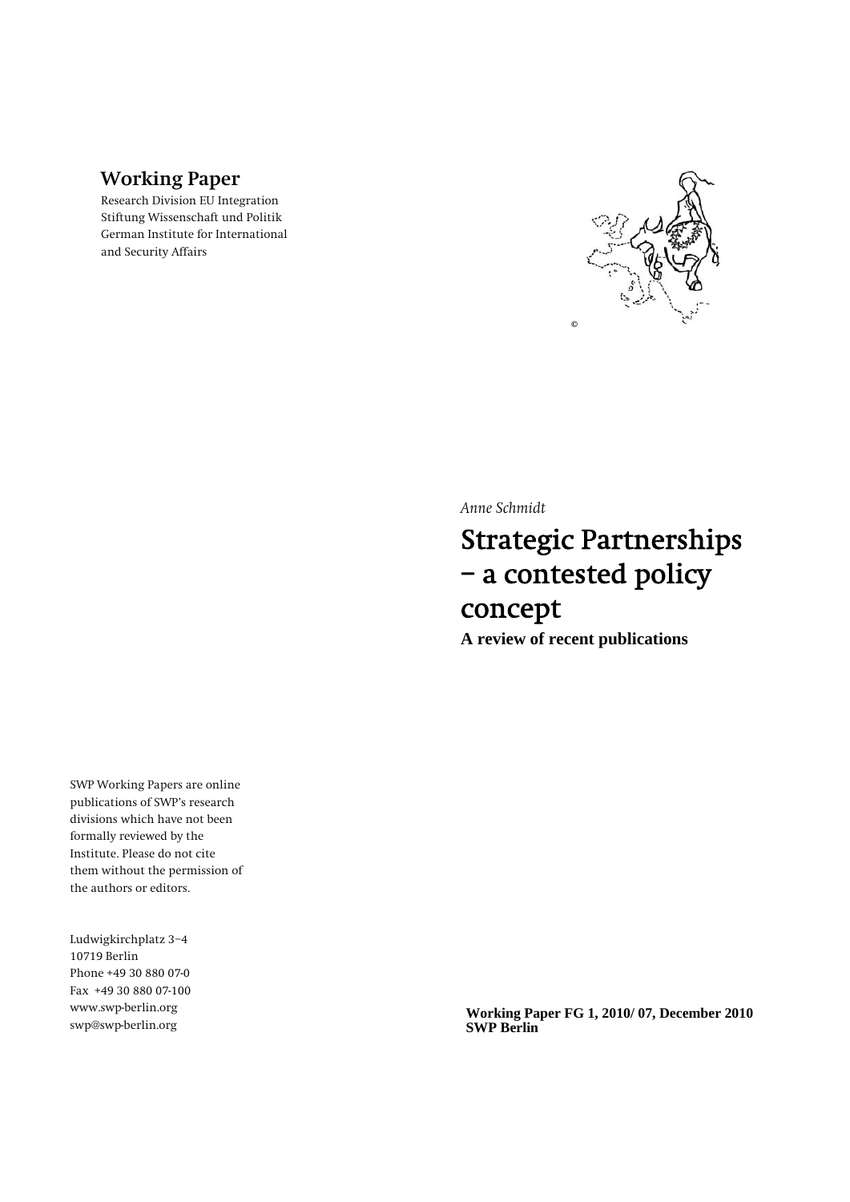**Working Paper**

Research Division EU Integration
Stiftung Wissenschaft und Politik
German Institute for International and Security Affairs

©

*Anne Schmidt*

# Strategic Partnerships – a contested policy concept

**A review of recent publications**

SWP Working Papers are online publications of SWP's research divisions which have not been formally reviewed by the Institute. Please do not cite them without the permission of the authors or editors.

Ludwigkirchplatz 3−4
10719 Berlin
Phone +49 30 880 07-0
Fax +49 30 880 07-100
www.swp-berlin.org
swp@swp-berlin.org

**Working Paper FG 1, 2010/ 07, December 2010**
**SWP Berlin**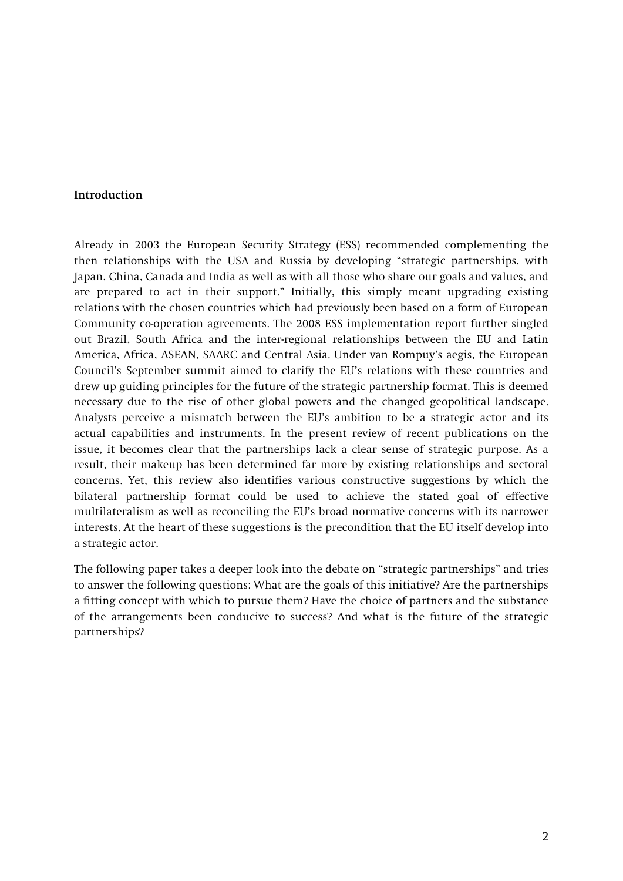## Introduction

Already in 2003 the European Security Strategy (ESS) recommended complementing the then relationships with the USA and Russia by developing "strategic partnerships, with Japan, China, Canada and India as well as with all those who share our goals and values, and are prepared to act in their support." Initially, this simply meant upgrading existing relations with the chosen countries which had previously been based on a form of European Community co-operation agreements. The 2008 ESS implementation report further singled out Brazil, South Africa and the inter-regional relationships between the EU and Latin America, Africa, ASEAN, SAARC and Central Asia. Under van Rompuy's aegis, the European Council's September summit aimed to clarify the EU's relations with these countries and drew up guiding principles for the future of the strategic partnership format. This is deemed necessary due to the rise of other global powers and the changed geopolitical landscape. Analysts perceive a mismatch between the EU's ambition to be a strategic actor and its actual capabilities and instruments. In the present review of recent publications on the issue, it becomes clear that the partnerships lack a clear sense of strategic purpose. As a result, their makeup has been determined far more by existing relationships and sectoral concerns. Yet, this review also identifies various constructive suggestions by which the bilateral partnership format could be used to achieve the stated goal of effective multilateralism as well as reconciling the EU's broad normative concerns with its narrower interests. At the heart of these suggestions is the precondition that the EU itself develop into a strategic actor.

The following paper takes a deeper look into the debate on "strategic partnerships" and tries to answer the following questions: What are the goals of this initiative? Are the partnerships a fitting concept with which to pursue them? Have the choice of partners and the substance of the arrangements been conducive to success? And what is the future of the strategic partnerships?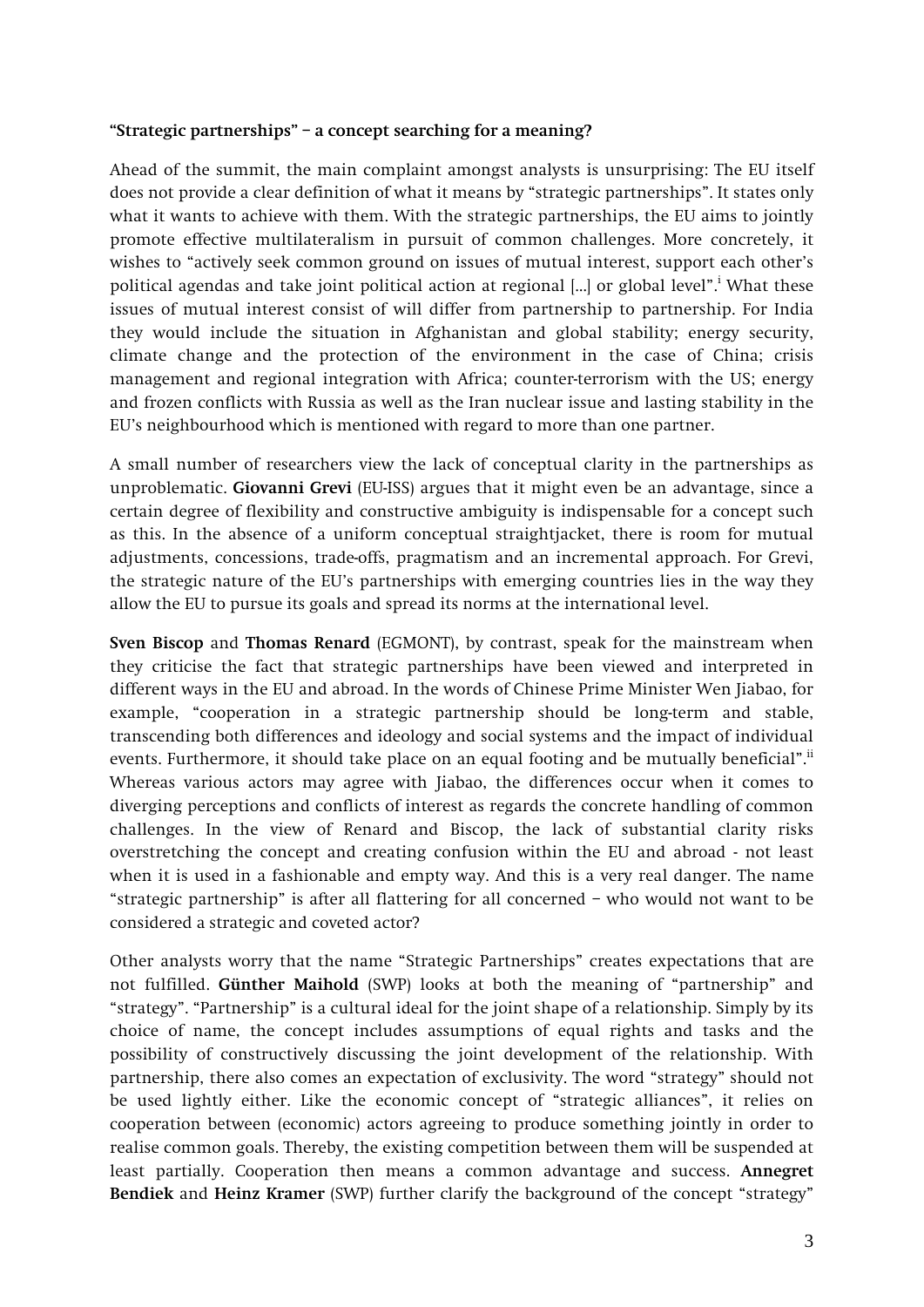**"Strategic partnerships" – a concept searching for a meaning?**

Ahead of the summit, the main complaint amongst analysts is unsurprising: The EU itself does not provide a clear definition of what it means by "strategic partnerships". It states only what it wants to achieve with them. With the strategic partnerships, the EU aims to jointly promote effective multilateralism in pursuit of common challenges. More concretely, it wishes to "actively seek common ground on issues of mutual interest, support each other's political agendas and take joint political action at regional [...] or global level".[i] What these issues of mutual interest consist of will differ from partnership to partnership. For India they would include the situation in Afghanistan and global stability; energy security, climate change and the protection of the environment in the case of China; crisis management and regional integration with Africa; counter-terrorism with the US; energy and frozen conflicts with Russia as well as the Iran nuclear issue and lasting stability in the EU's neighbourhood which is mentioned with regard to more than one partner.

A small number of researchers view the lack of conceptual clarity in the partnerships as unproblematic. **Giovanni Grevi** (EU-ISS) argues that it might even be an advantage, since a certain degree of flexibility and constructive ambiguity is indispensable for a concept such as this. In the absence of a uniform conceptual straightjacket, there is room for mutual adjustments, concessions, trade-offs, pragmatism and an incremental approach. For Grevi, the strategic nature of the EU's partnerships with emerging countries lies in the way they allow the EU to pursue its goals and spread its norms at the international level.

**Sven Biscop** and **Thomas Renard** (EGMONT), by contrast, speak for the mainstream when they criticise the fact that strategic partnerships have been viewed and interpreted in different ways in the EU and abroad. In the words of Chinese Prime Minister Wen Jiabao, for example, "cooperation in a strategic partnership should be long-term and stable, transcending both differences and ideology and social systems and the impact of individual events. Furthermore, it should take place on an equal footing and be mutually beneficial".[ii] Whereas various actors may agree with Jiabao, the differences occur when it comes to diverging perceptions and conflicts of interest as regards the concrete handling of common challenges. In the view of Renard and Biscop, the lack of substantial clarity risks overstretching the concept and creating confusion within the EU and abroad - not least when it is used in a fashionable and empty way. And this is a very real danger. The name "strategic partnership" is after all flattering for all concerned – who would not want to be considered a strategic and coveted actor?

Other analysts worry that the name "Strategic Partnerships" creates expectations that are not fulfilled. **Günther Maihold** (SWP) looks at both the meaning of "partnership" and "strategy". "Partnership" is a cultural ideal for the joint shape of a relationship. Simply by its choice of name, the concept includes assumptions of equal rights and tasks and the possibility of constructively discussing the joint development of the relationship. With partnership, there also comes an expectation of exclusivity. The word "strategy" should not be used lightly either. Like the economic concept of "strategic alliances", it relies on cooperation between (economic) actors agreeing to produce something jointly in order to realise common goals. Thereby, the existing competition between them will be suspended at least partially. Cooperation then means a common advantage and success. **Annegret Bendiek** and **Heinz Kramer** (SWP) further clarify the background of the concept "strategy"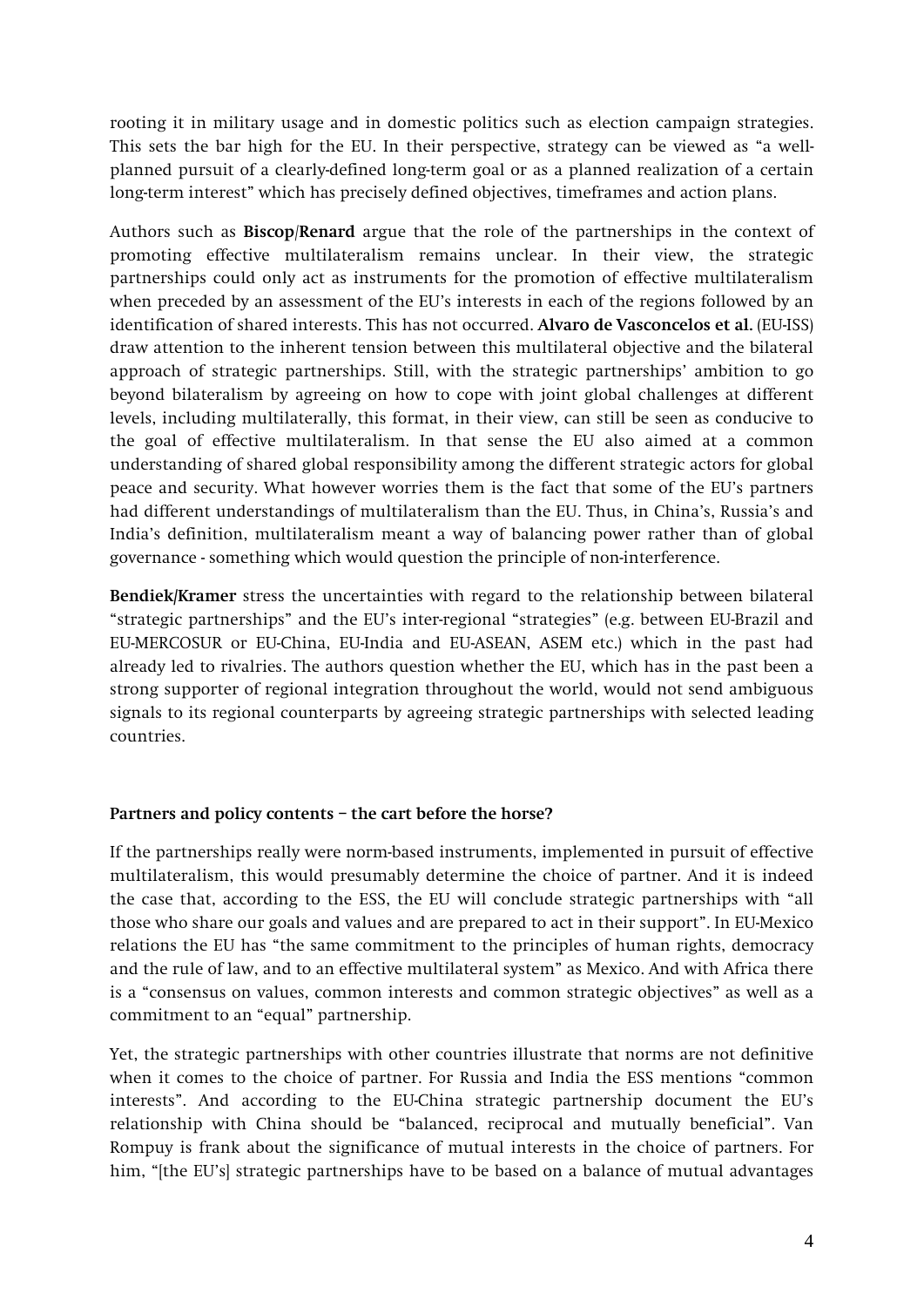rooting it in military usage and in domestic politics such as election campaign strategies. This sets the bar high for the EU. In their perspective, strategy can be viewed as "a well-planned pursuit of a clearly-defined long-term goal or as a planned realization of a certain long-term interest" which has precisely defined objectives, timeframes and action plans.

Authors such as **Biscop/Renard** argue that the role of the partnerships in the context of promoting effective multilateralism remains unclear. In their view, the strategic partnerships could only act as instruments for the promotion of effective multilateralism when preceded by an assessment of the EU's interests in each of the regions followed by an identification of shared interests. This has not occurred. **Alvaro de Vasconcelos et al.** (EU-ISS) draw attention to the inherent tension between this multilateral objective and the bilateral approach of strategic partnerships. Still, with the strategic partnerships' ambition to go beyond bilateralism by agreeing on how to cope with joint global challenges at different levels, including multilaterally, this format, in their view, can still be seen as conducive to the goal of effective multilateralism. In that sense the EU also aimed at a common understanding of shared global responsibility among the different strategic actors for global peace and security. What however worries them is the fact that some of the EU's partners had different understandings of multilateralism than the EU. Thus, in China's, Russia's and India's definition, multilateralism meant a way of balancing power rather than of global governance - something which would question the principle of non-interference.

**Bendiek/Kramer** stress the uncertainties with regard to the relationship between bilateral "strategic partnerships" and the EU's inter-regional "strategies" (e.g. between EU-Brazil and EU-MERCOSUR or EU-China, EU-India and EU-ASEAN, ASEM etc.) which in the past had already led to rivalries. The authors question whether the EU, which has in the past been a strong supporter of regional integration throughout the world, would not send ambiguous signals to its regional counterparts by agreeing strategic partnerships with selected leading countries.

### Partners and policy contents – the cart before the horse?

If the partnerships really were norm-based instruments, implemented in pursuit of effective multilateralism, this would presumably determine the choice of partner. And it is indeed the case that, according to the ESS, the EU will conclude strategic partnerships with "all those who share our goals and values and are prepared to act in their support". In EU-Mexico relations the EU has "the same commitment to the principles of human rights, democracy and the rule of law, and to an effective multilateral system" as Mexico. And with Africa there is a "consensus on values, common interests and common strategic objectives" as well as a commitment to an "equal" partnership.

Yet, the strategic partnerships with other countries illustrate that norms are not definitive when it comes to the choice of partner. For Russia and India the ESS mentions "common interests". And according to the EU-China strategic partnership document the EU's relationship with China should be "balanced, reciprocal and mutually beneficial". Van Rompuy is frank about the significance of mutual interests in the choice of partners. For him, "[the EU's] strategic partnerships have to be based on a balance of mutual advantages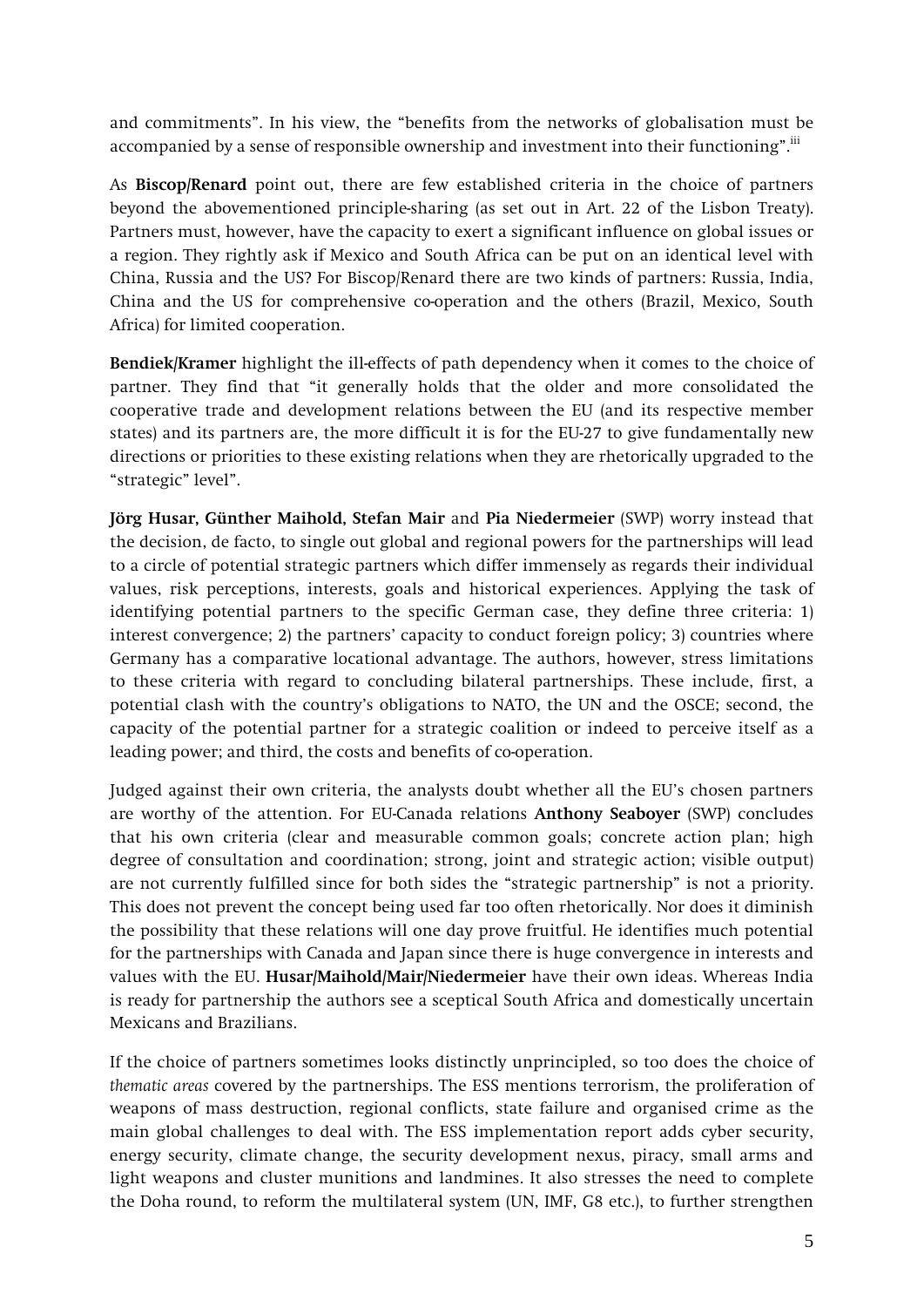and commitments". In his view, the "benefits from the networks of globalisation must be accompanied by a sense of responsible ownership and investment into their functioning".[iii]

As **Biscop/Renard** point out, there are few established criteria in the choice of partners beyond the abovementioned principle-sharing (as set out in Art. 22 of the Lisbon Treaty). Partners must, however, have the capacity to exert a significant influence on global issues or a region. They rightly ask if Mexico and South Africa can be put on an identical level with China, Russia and the US? For Biscop/Renard there are two kinds of partners: Russia, India, China and the US for comprehensive co-operation and the others (Brazil, Mexico, South Africa) for limited cooperation.

**Bendiek/Kramer** highlight the ill-effects of path dependency when it comes to the choice of partner. They find that "it generally holds that the older and more consolidated the cooperative trade and development relations between the EU (and its respective member states) and its partners are, the more difficult it is for the EU-27 to give fundamentally new directions or priorities to these existing relations when they are rhetorically upgraded to the "strategic" level".

**Jörg Husar, Günther Maihold, Stefan Mair** and **Pia Niedermeier** (SWP) worry instead that the decision, de facto, to single out global and regional powers for the partnerships will lead to a circle of potential strategic partners which differ immensely as regards their individual values, risk perceptions, interests, goals and historical experiences. Applying the task of identifying potential partners to the specific German case, they define three criteria: 1) interest convergence; 2) the partners' capacity to conduct foreign policy; 3) countries where Germany has a comparative locational advantage. The authors, however, stress limitations to these criteria with regard to concluding bilateral partnerships. These include, first, a potential clash with the country's obligations to NATO, the UN and the OSCE; second, the capacity of the potential partner for a strategic coalition or indeed to perceive itself as a leading power; and third, the costs and benefits of co-operation.

Judged against their own criteria, the analysts doubt whether all the EU's chosen partners are worthy of the attention. For EU-Canada relations **Anthony Seaboyer** (SWP) concludes that his own criteria (clear and measurable common goals; concrete action plan; high degree of consultation and coordination; strong, joint and strategic action; visible output) are not currently fulfilled since for both sides the "strategic partnership" is not a priority. This does not prevent the concept being used far too often rhetorically. Nor does it diminish the possibility that these relations will one day prove fruitful. He identifies much potential for the partnerships with Canada and Japan since there is huge convergence in interests and values with the EU. **Husar/Maihold/Mair/Niedermeier** have their own ideas. Whereas India is ready for partnership the authors see a sceptical South Africa and domestically uncertain Mexicans and Brazilians.

If the choice of partners sometimes looks distinctly unprincipled, so too does the choice of *thematic areas* covered by the partnerships. The ESS mentions terrorism, the proliferation of weapons of mass destruction, regional conflicts, state failure and organised crime as the main global challenges to deal with. The ESS implementation report adds cyber security, energy security, climate change, the security development nexus, piracy, small arms and light weapons and cluster munitions and landmines. It also stresses the need to complete the Doha round, to reform the multilateral system (UN, IMF, G8 etc.), to further strengthen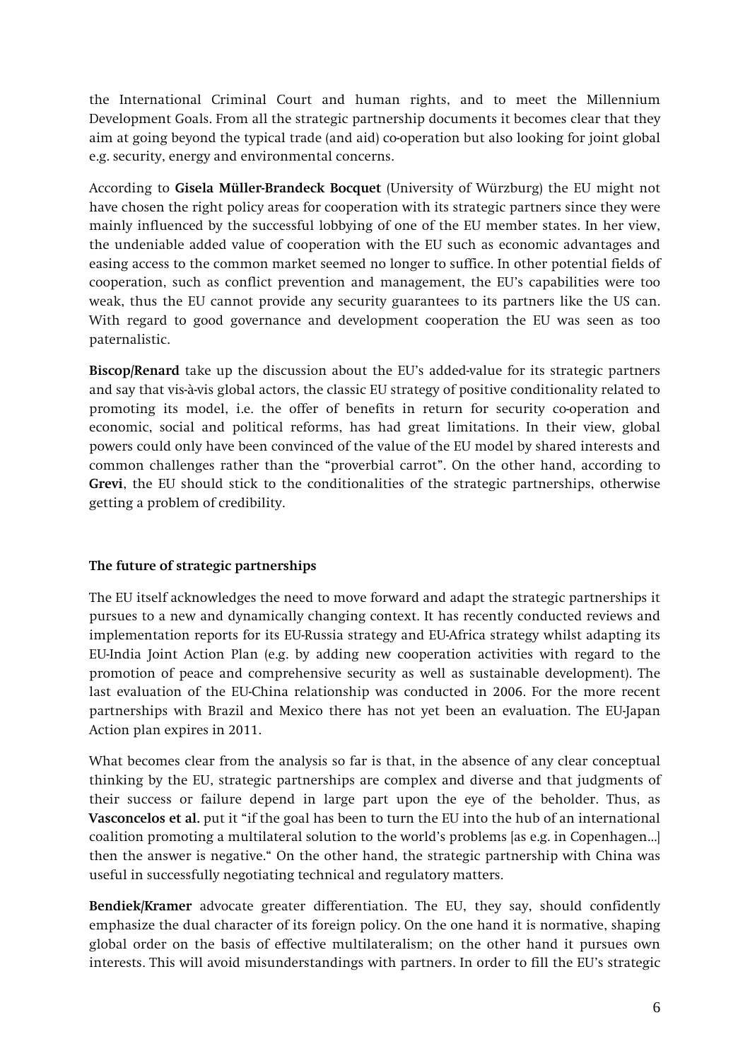the International Criminal Court and human rights, and to meet the Millennium Development Goals. From all the strategic partnership documents it becomes clear that they aim at going beyond the typical trade (and aid) co-operation but also looking for joint global e.g. security, energy and environmental concerns.

According to **Gisela Müller-Brandeck Bocquet** (University of Würzburg) the EU might not have chosen the right policy areas for cooperation with its strategic partners since they were mainly influenced by the successful lobbying of one of the EU member states. In her view, the undeniable added value of cooperation with the EU such as economic advantages and easing access to the common market seemed no longer to suffice. In other potential fields of cooperation, such as conflict prevention and management, the EU's capabilities were too weak, thus the EU cannot provide any security guarantees to its partners like the US can. With regard to good governance and development cooperation the EU was seen as too paternalistic.

**Biscop/Renard** take up the discussion about the EU's added-value for its strategic partners and say that vis-à-vis global actors, the classic EU strategy of positive conditionality related to promoting its model, i.e. the offer of benefits in return for security co-operation and economic, social and political reforms, has had great limitations. In their view, global powers could only have been convinced of the value of the EU model by shared interests and common challenges rather than the "proverbial carrot". On the other hand, according to **Grevi**, the EU should stick to the conditionalities of the strategic partnerships, otherwise getting a problem of credibility.

**The future of strategic partnerships**

The EU itself acknowledges the need to move forward and adapt the strategic partnerships it pursues to a new and dynamically changing context. It has recently conducted reviews and implementation reports for its EU-Russia strategy and EU-Africa strategy whilst adapting its EU-India Joint Action Plan (e.g. by adding new cooperation activities with regard to the promotion of peace and comprehensive security as well as sustainable development). The last evaluation of the EU-China relationship was conducted in 2006. For the more recent partnerships with Brazil and Mexico there has not yet been an evaluation. The EU-Japan Action plan expires in 2011.

What becomes clear from the analysis so far is that, in the absence of any clear conceptual thinking by the EU, strategic partnerships are complex and diverse and that judgments of their success or failure depend in large part upon the eye of the beholder. Thus, as **Vasconcelos et al.** put it "if the goal has been to turn the EU into the hub of an international coalition promoting a multilateral solution to the world's problems [as e.g. in Copenhagen…] then the answer is negative." On the other hand, the strategic partnership with China was useful in successfully negotiating technical and regulatory matters.

**Bendiek/Kramer** advocate greater differentiation. The EU, they say, should confidently emphasize the dual character of its foreign policy. On the one hand it is normative, shaping global order on the basis of effective multilateralism; on the other hand it pursues own interests. This will avoid misunderstandings with partners. In order to fill the EU's strategic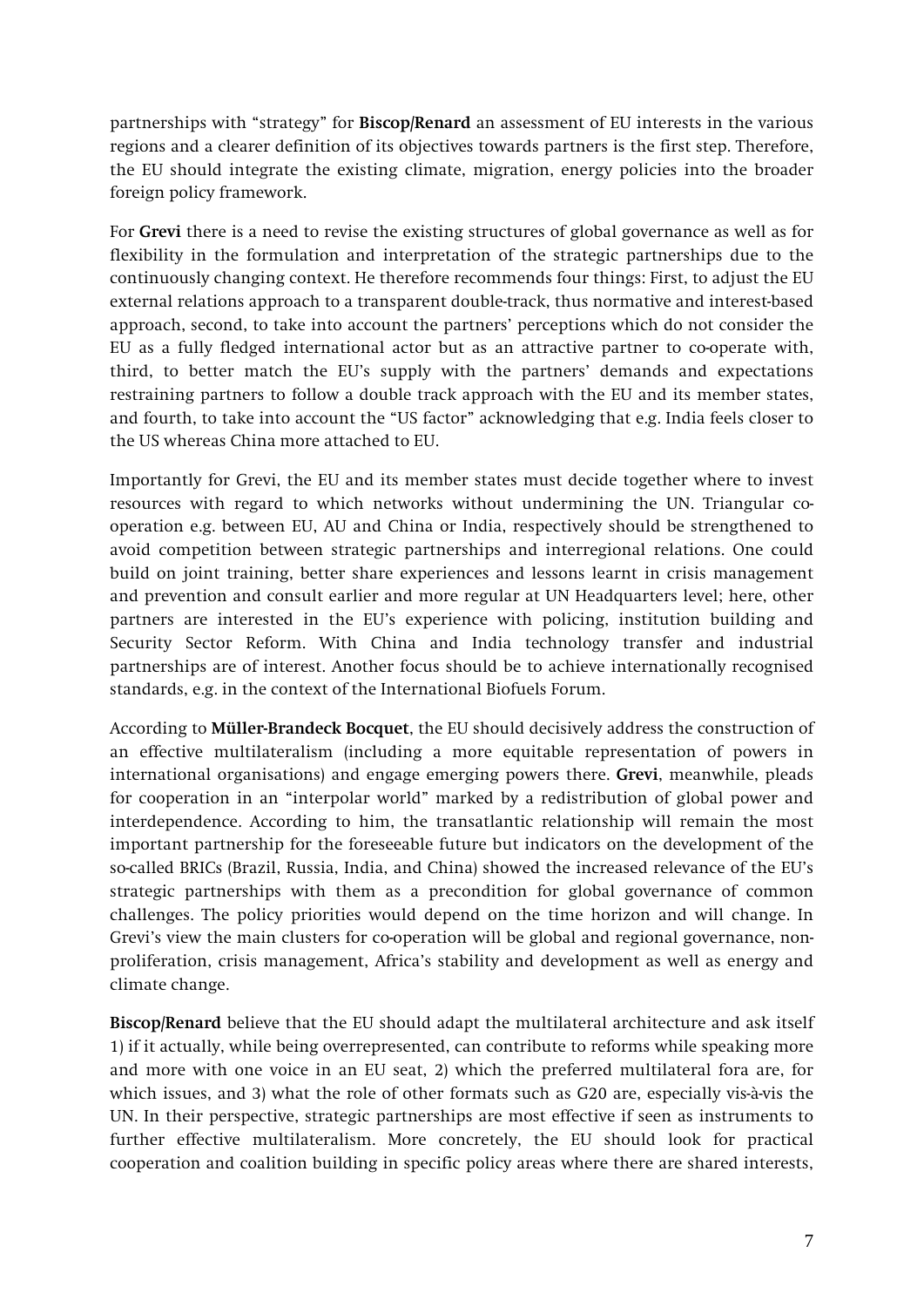partnerships with "strategy" for **Biscop/Renard** an assessment of EU interests in the various regions and a clearer definition of its objectives towards partners is the first step. Therefore, the EU should integrate the existing climate, migration, energy policies into the broader foreign policy framework.

For **Grevi** there is a need to revise the existing structures of global governance as well as for flexibility in the formulation and interpretation of the strategic partnerships due to the continuously changing context. He therefore recommends four things: First, to adjust the EU external relations approach to a transparent double-track, thus normative and interest-based approach, second, to take into account the partners' perceptions which do not consider the EU as a fully fledged international actor but as an attractive partner to co-operate with, third, to better match the EU's supply with the partners' demands and expectations restraining partners to follow a double track approach with the EU and its member states, and fourth, to take into account the "US factor" acknowledging that e.g. India feels closer to the US whereas China more attached to EU.

Importantly for Grevi, the EU and its member states must decide together where to invest resources with regard to which networks without undermining the UN. Triangular co-operation e.g. between EU, AU and China or India, respectively should be strengthened to avoid competition between strategic partnerships and interregional relations. One could build on joint training, better share experiences and lessons learnt in crisis management and prevention and consult earlier and more regular at UN Headquarters level; here, other partners are interested in the EU's experience with policing, institution building and Security Sector Reform. With China and India technology transfer and industrial partnerships are of interest. Another focus should be to achieve internationally recognised standards, e.g. in the context of the International Biofuels Forum.

According to **Müller-Brandeck Bocquet**, the EU should decisively address the construction of an effective multilateralism (including a more equitable representation of powers in international organisations) and engage emerging powers there. **Grevi**, meanwhile, pleads for cooperation in an "interpolar world" marked by a redistribution of global power and interdependence. According to him, the transatlantic relationship will remain the most important partnership for the foreseeable future but indicators on the development of the so-called BRICs (Brazil, Russia, India, and China) showed the increased relevance of the EU's strategic partnerships with them as a precondition for global governance of common challenges. The policy priorities would depend on the time horizon and will change. In Grevi's view the main clusters for co-operation will be global and regional governance, non-proliferation, crisis management, Africa's stability and development as well as energy and climate change.

**Biscop/Renard** believe that the EU should adapt the multilateral architecture and ask itself 1) if it actually, while being overrepresented, can contribute to reforms while speaking more and more with one voice in an EU seat, 2) which the preferred multilateral fora are, for which issues, and 3) what the role of other formats such as G20 are, especially vis-à-vis the UN. In their perspective, strategic partnerships are most effective if seen as instruments to further effective multilateralism. More concretely, the EU should look for practical cooperation and coalition building in specific policy areas where there are shared interests,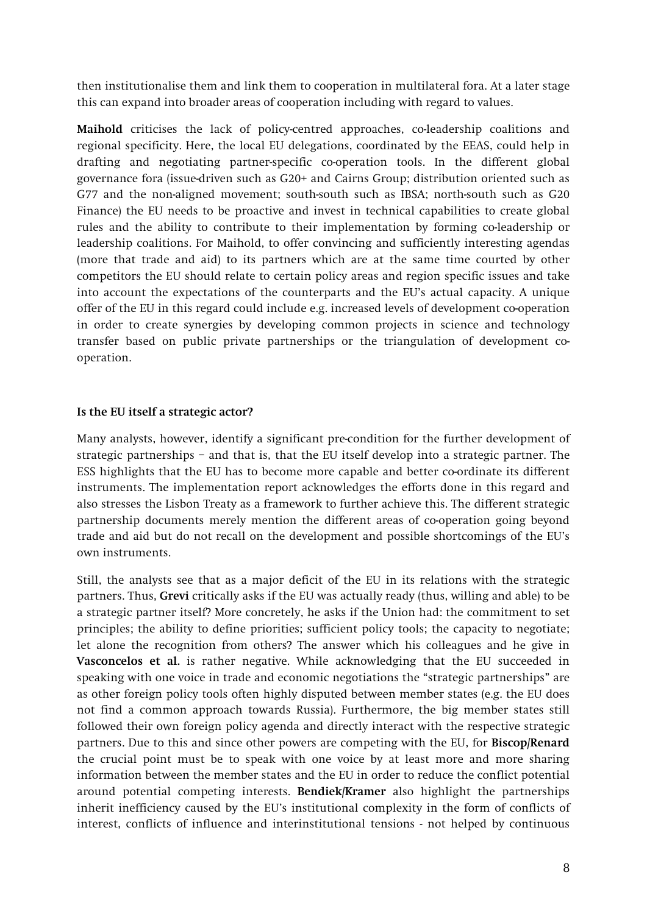then institutionalise them and link them to cooperation in multilateral fora. At a later stage this can expand into broader areas of cooperation including with regard to values.

**Maihold** criticises the lack of policy-centred approaches, co-leadership coalitions and regional specificity. Here, the local EU delegations, coordinated by the EEAS, could help in drafting and negotiating partner-specific co-operation tools. In the different global governance fora (issue-driven such as G20+ and Cairns Group; distribution oriented such as G77 and the non-aligned movement; south-south such as IBSA; north-south such as G20 Finance) the EU needs to be proactive and invest in technical capabilities to create global rules and the ability to contribute to their implementation by forming co-leadership or leadership coalitions. For Maihold, to offer convincing and sufficiently interesting agendas (more that trade and aid) to its partners which are at the same time courted by other competitors the EU should relate to certain policy areas and region specific issues and take into account the expectations of the counterparts and the EU's actual capacity. A unique offer of the EU in this regard could include e.g. increased levels of development co-operation in order to create synergies by developing common projects in science and technology transfer based on public private partnerships or the triangulation of development co-operation.

**Is the EU itself a strategic actor?**

Many analysts, however, identify a significant pre-condition for the further development of strategic partnerships – and that is, that the EU itself develop into a strategic partner. The ESS highlights that the EU has to become more capable and better co-ordinate its different instruments. The implementation report acknowledges the efforts done in this regard and also stresses the Lisbon Treaty as a framework to further achieve this. The different strategic partnership documents merely mention the different areas of co-operation going beyond trade and aid but do not recall on the development and possible shortcomings of the EU's own instruments.

Still, the analysts see that as a major deficit of the EU in its relations with the strategic partners. Thus, **Grevi** critically asks if the EU was actually ready (thus, willing and able) to be a strategic partner itself? More concretely, he asks if the Union had: the commitment to set principles; the ability to define priorities; sufficient policy tools; the capacity to negotiate; let alone the recognition from others? The answer which his colleagues and he give in **Vasconcelos et al.** is rather negative. While acknowledging that the EU succeeded in speaking with one voice in trade and economic negotiations the "strategic partnerships" are as other foreign policy tools often highly disputed between member states (e.g. the EU does not find a common approach towards Russia). Furthermore, the big member states still followed their own foreign policy agenda and directly interact with the respective strategic partners. Due to this and since other powers are competing with the EU, for **Biscop/Renard** the crucial point must be to speak with one voice by at least more and more sharing information between the member states and the EU in order to reduce the conflict potential around potential competing interests. **Bendiek/Kramer** also highlight the partnerships inherit inefficiency caused by the EU's institutional complexity in the form of conflicts of interest, conflicts of influence and interinstitutional tensions - not helped by continuous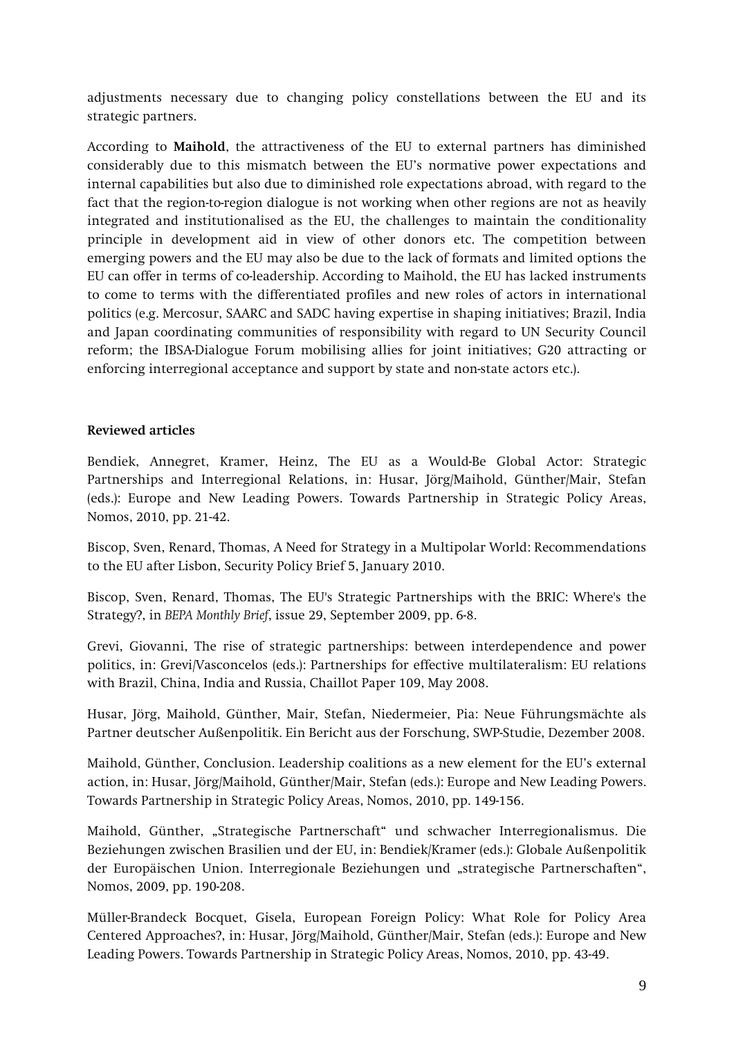adjustments necessary due to changing policy constellations between the EU and its strategic partners.

According to **Maihold**, the attractiveness of the EU to external partners has diminished considerably due to this mismatch between the EU's normative power expectations and internal capabilities but also due to diminished role expectations abroad, with regard to the fact that the region-to-region dialogue is not working when other regions are not as heavily integrated and institutionalised as the EU, the challenges to maintain the conditionality principle in development aid in view of other donors etc. The competition between emerging powers and the EU may also be due to the lack of formats and limited options the EU can offer in terms of co-leadership. According to Maihold, the EU has lacked instruments to come to terms with the differentiated profiles and new roles of actors in international politics (e.g. Mercosur, SAARC and SADC having expertise in shaping initiatives; Brazil, India and Japan coordinating communities of responsibility with regard to UN Security Council reform; the IBSA-Dialogue Forum mobilising allies for joint initiatives; G20 attracting or enforcing interregional acceptance and support by state and non-state actors etc.).

**Reviewed articles**

Bendiek, Annegret, Kramer, Heinz, The EU as a Would-Be Global Actor: Strategic Partnerships and Interregional Relations, in: Husar, Jörg/Maihold, Günther/Mair, Stefan (eds.): Europe and New Leading Powers. Towards Partnership in Strategic Policy Areas, Nomos, 2010, pp. 21-42.

Biscop, Sven, Renard, Thomas, A Need for Strategy in a Multipolar World: Recommendations to the EU after Lisbon, Security Policy Brief 5, January 2010.

Biscop, Sven, Renard, Thomas, The EU's Strategic Partnerships with the BRIC: Where's the Strategy?, in *BEPA Monthly Brief*, issue 29, September 2009, pp. 6-8.

Grevi, Giovanni, The rise of strategic partnerships: between interdependence and power politics, in: Grevi/Vasconcelos (eds.): Partnerships for effective multilateralism: EU relations with Brazil, China, India and Russia, Chaillot Paper 109, May 2008.

Husar, Jörg, Maihold, Günther, Mair, Stefan, Niedermeier, Pia: Neue Führungsmächte als Partner deutscher Außenpolitik. Ein Bericht aus der Forschung, SWP-Studie, Dezember 2008.

Maihold, Günther, Conclusion. Leadership coalitions as a new element for the EU's external action, in: Husar, Jörg/Maihold, Günther/Mair, Stefan (eds.): Europe and New Leading Powers. Towards Partnership in Strategic Policy Areas, Nomos, 2010, pp. 149-156.

Maihold, Günther, „Strategische Partnerschaft" und schwacher Interregionalismus. Die Beziehungen zwischen Brasilien und der EU, in: Bendiek/Kramer (eds.): Globale Außenpolitik der Europäischen Union. Interregionale Beziehungen und „strategische Partnerschaften", Nomos, 2009, pp. 190-208.

Müller-Brandeck Bocquet, Gisela, European Foreign Policy: What Role for Policy Area Centered Approaches?, in: Husar, Jörg/Maihold, Günther/Mair, Stefan (eds.): Europe and New Leading Powers. Towards Partnership in Strategic Policy Areas, Nomos, 2010, pp. 43-49.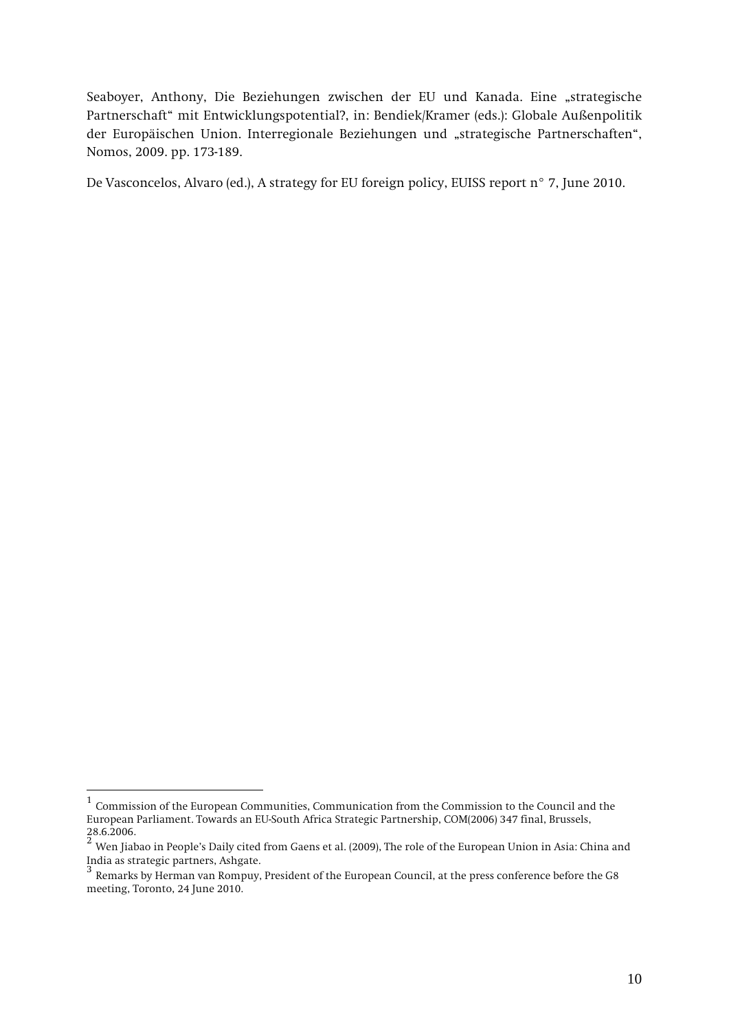Seaboyer, Anthony, Die Beziehungen zwischen der EU und Kanada. Eine „strategische Partnerschaft" mit Entwicklungspotential?, in: Bendiek/Kramer (eds.): Globale Außenpolitik der Europäischen Union. Interregionale Beziehungen und „strategische Partnerschaften", Nomos, 2009. pp. 173-189.

De Vasconcelos, Alvaro (ed.), A strategy for EU foreign policy, EUISS report n° 7, June 2010.

---

[1] Commission of the European Communities, Communication from the Commission to the Council and the European Parliament. Towards an EU-South Africa Strategic Partnership, COM(2006) 347 final, Brussels, 28.6.2006.

[2] Wen Jiabao in People's Daily cited from Gaens et al. (2009), The role of the European Union in Asia: China and India as strategic partners, Ashgate.

[3] Remarks by Herman van Rompuy, President of the European Council, at the press conference before the G8 meeting, Toronto, 24 June 2010.